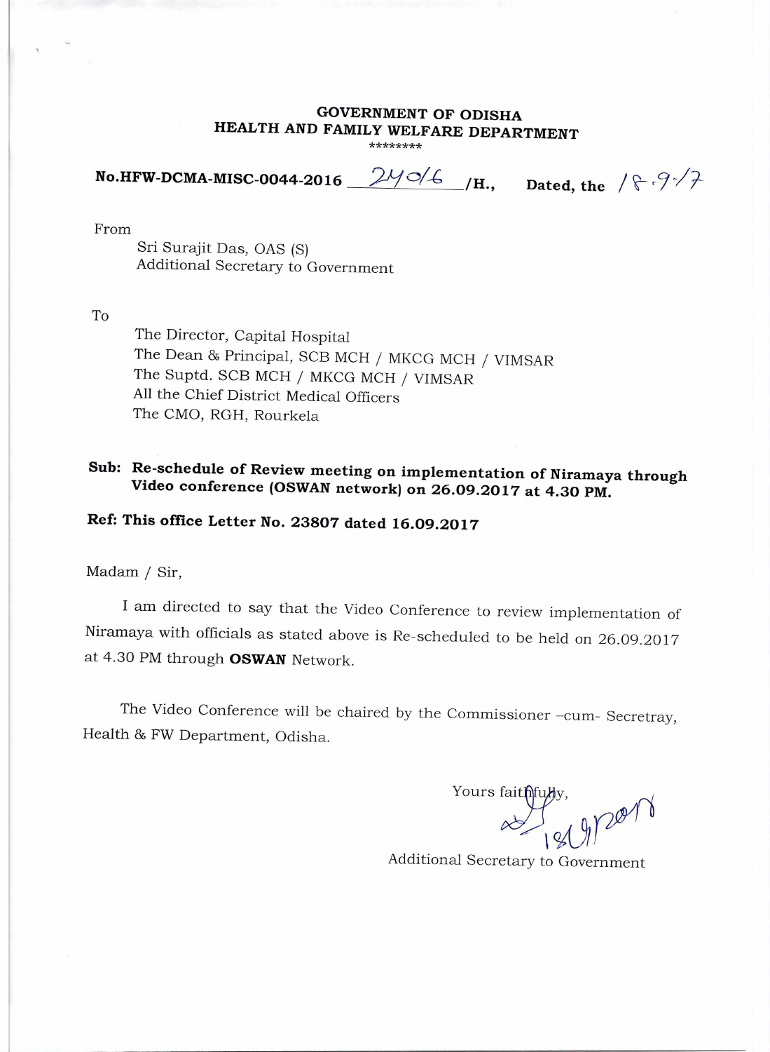# GOVERNMENT OF ODISHA
## HEALTH AND FAMILY WELFARE DEPARTMENT

********

**No.HFW-DCMA-MISC-0044-2016** 24016 **/H., Dated, the** 18.9.17

From

Sri Surajit Das, OAS (S)
Additional Secretary to Government

To

The Director, Capital Hospital
The Dean & Principal, SCB MCH / MKCG MCH / VIMSAR
The Suptd. SCB MCH / MKCG MCH / VIMSAR
All the Chief District Medical Officers
The CMO, RGH, Rourkela

**Sub: Re-schedule of Review meeting on implementation of Niramaya through Video conference (OSWAN network) on 26.09.2017 at 4.30 PM.**

**Ref: This office Letter No. 23807 dated 16.09.2017**

Madam / Sir,

I am directed to say that the Video Conference to review implementation of Niramaya with officials as stated above is Re-scheduled to be held on 26.09.2017 at 4.30 PM through **OSWAN** Network.

The Video Conference will be chaired by the Commissioner –cum- Secretray, Health & FW Department, Odisha.

Yours faithfully,

18/9/2017

Additional Secretary to Government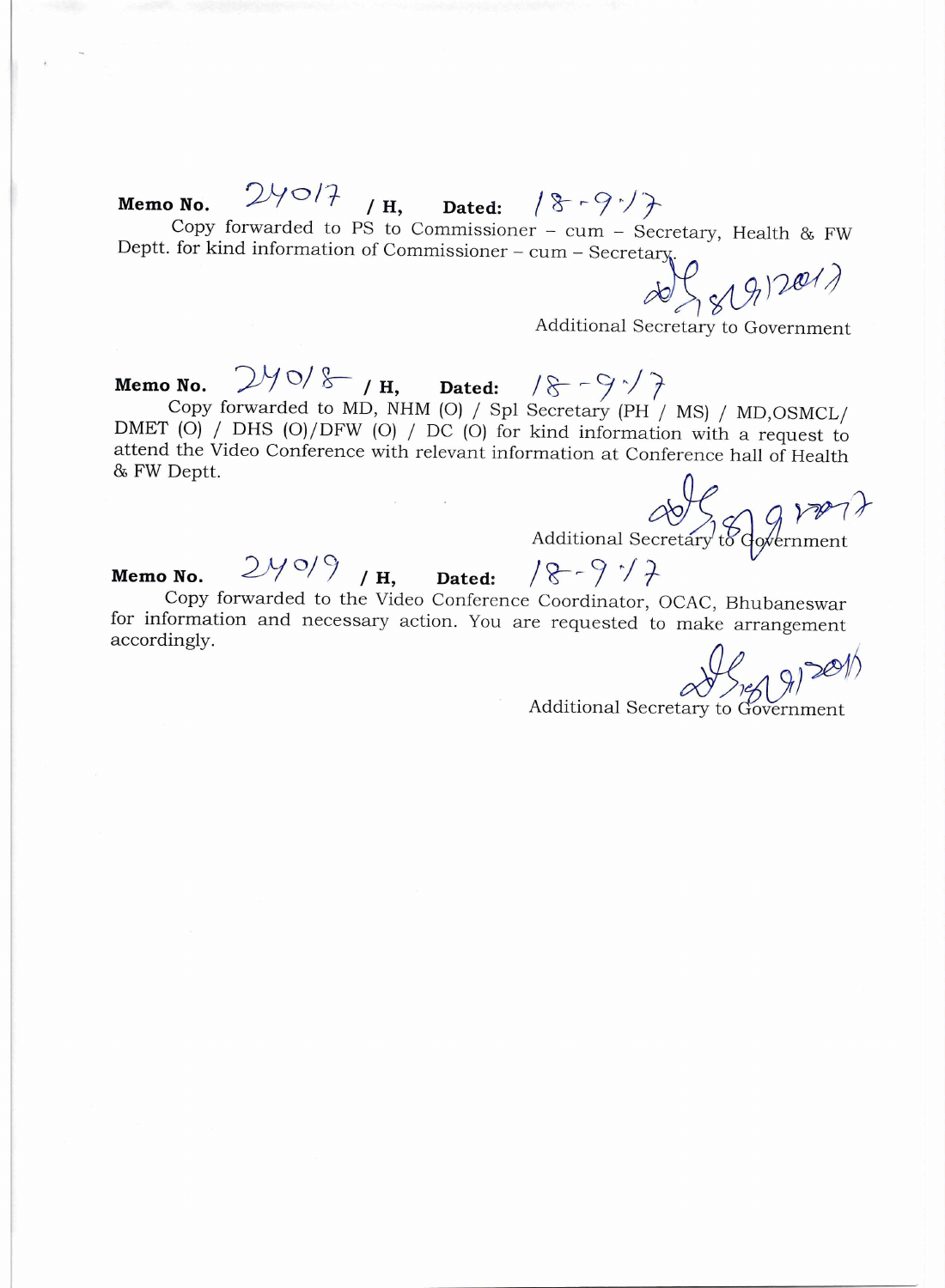**Memo No.** 24017 **/ H, Dated:** 18-9-17

Copy forwarded to PS to Commissioner – cum – Secretary, Health & FW Deptt. for kind information of Commissioner – cum – Secretary.

18/9/2017

Additional Secretary to Government

**Memo No.** 24018 **/ H, Dated:** 18-9-17

Copy forwarded to MD, NHM (O) / Spl Secretary (PH / MS) / MD,OSMCL/ DMET (O) / DHS (O)/DFW (O) / DC (O) for kind information with a request to attend the Video Conference with relevant information at Conference hall of Health & FW Deptt.

18/9/2017

Additional Secretary to Government

**Memo No.** 24019 **/ H, Dated:** 18-9-17

Copy forwarded to the Video Conference Coordinator, OCAC, Bhubaneswar for information and necessary action. You are requested to make arrangement accordingly.

18/9/2017

Additional Secretary to Government